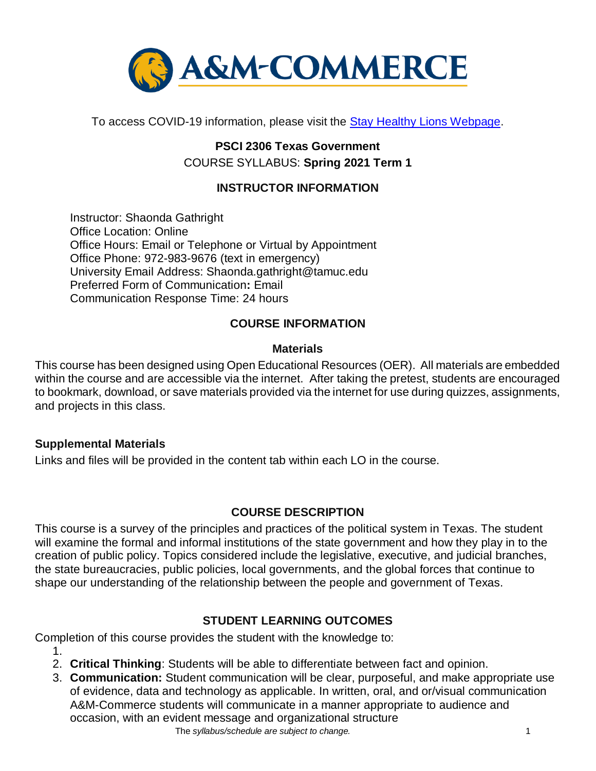To access COVID-19 information, please visit the [Stay Healthy Lions Webpage](#).

**PSCI 2306 Texas Government**

COURSE SYLLABUS: **Spring 2021 Term 1**

## INSTRUCTOR INFORMATION

Instructor: Shaonda Gathright
Office Location: Online
Office Hours: Email or Telephone or Virtual by Appointment
Office Phone: 972-983-9676 (text in emergency)
University Email Address: Shaonda.gathright@tamuc.edu
Preferred Form of Communication**:** Email
Communication Response Time: 24 hours

## COURSE INFORMATION

### Materials

This course has been designed using Open Educational Resources (OER). All materials are embedded within the course and are accessible via the internet. After taking the pretest, students are encouraged to bookmark, download, or save materials provided via the internet for use during quizzes, assignments, and projects in this class.

### Supplemental Materials

Links and files will be provided in the content tab within each LO in the course.

## COURSE DESCRIPTION

This course is a survey of the principles and practices of the political system in Texas. The student will examine the formal and informal institutions of the state government and how they play in to the creation of public policy. Topics considered include the legislative, executive, and judicial branches, the state bureaucracies, public policies, local governments, and the global forces that continue to shape our understanding of the relationship between the people and government of Texas.

## STUDENT LEARNING OUTCOMES

Completion of this course provides the student with the knowledge to:

1. 
2. **Critical Thinking**: Students will be able to differentiate between fact and opinion.
3. **Communication:** Student communication will be clear, purposeful, and make appropriate use of evidence, data and technology as applicable. In written, oral, and or/visual communication A&M-Commerce students will communicate in a manner appropriate to audience and occasion, with an evident message and organizational structure

*The syllabus/schedule are subject to change.*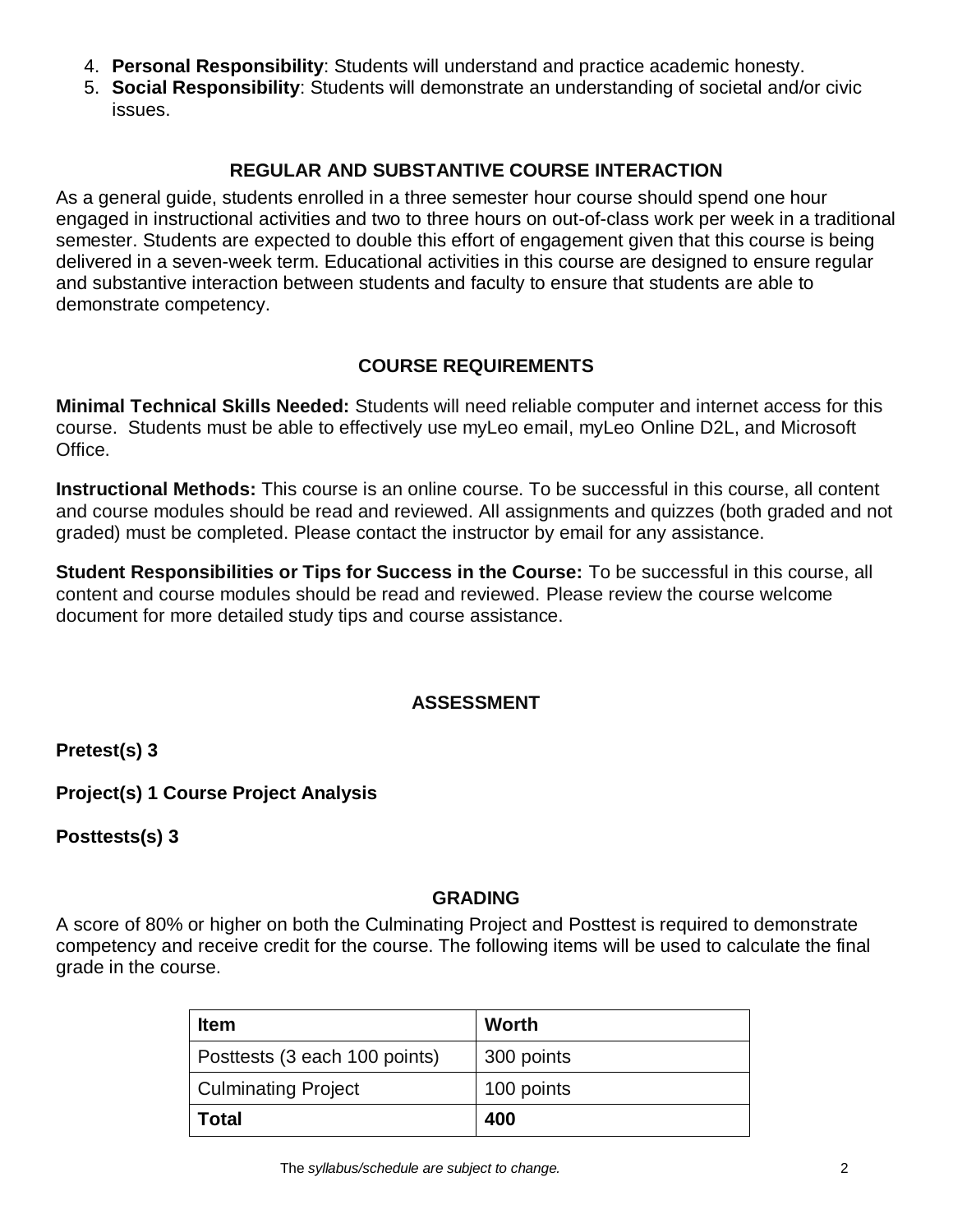4. **Personal Responsibility**: Students will understand and practice academic honesty.
5. **Social Responsibility**: Students will demonstrate an understanding of societal and/or civic issues.

## REGULAR AND SUBSTANTIVE COURSE INTERACTION

As a general guide, students enrolled in a three semester hour course should spend one hour engaged in instructional activities and two to three hours on out-of-class work per week in a traditional semester. Students are expected to double this effort of engagement given that this course is being delivered in a seven-week term. Educational activities in this course are designed to ensure regular and substantive interaction between students and faculty to ensure that students are able to demonstrate competency.

## COURSE REQUIREMENTS

**Minimal Technical Skills Needed:** Students will need reliable computer and internet access for this course. Students must be able to effectively use myLeo email, myLeo Online D2L, and Microsoft Office.

**Instructional Methods:** This course is an online course. To be successful in this course, all content and course modules should be read and reviewed. All assignments and quizzes (both graded and not graded) must be completed. Please contact the instructor by email for any assistance.

**Student Responsibilities or Tips for Success in the Course:** To be successful in this course, all content and course modules should be read and reviewed. Please review the course welcome document for more detailed study tips and course assistance.

## ASSESSMENT

**Pretest(s) 3**

**Project(s) 1 Course Project Analysis**

**Posttests(s) 3**

## GRADING

A score of 80% or higher on both the Culminating Project and Posttest is required to demonstrate competency and receive credit for the course. The following items will be used to calculate the final grade in the course.

| Item | Worth |
|---|---|
| Posttests (3 each 100 points) | 300 points |
| Culminating Project | 100 points |
| **Total** | **400** |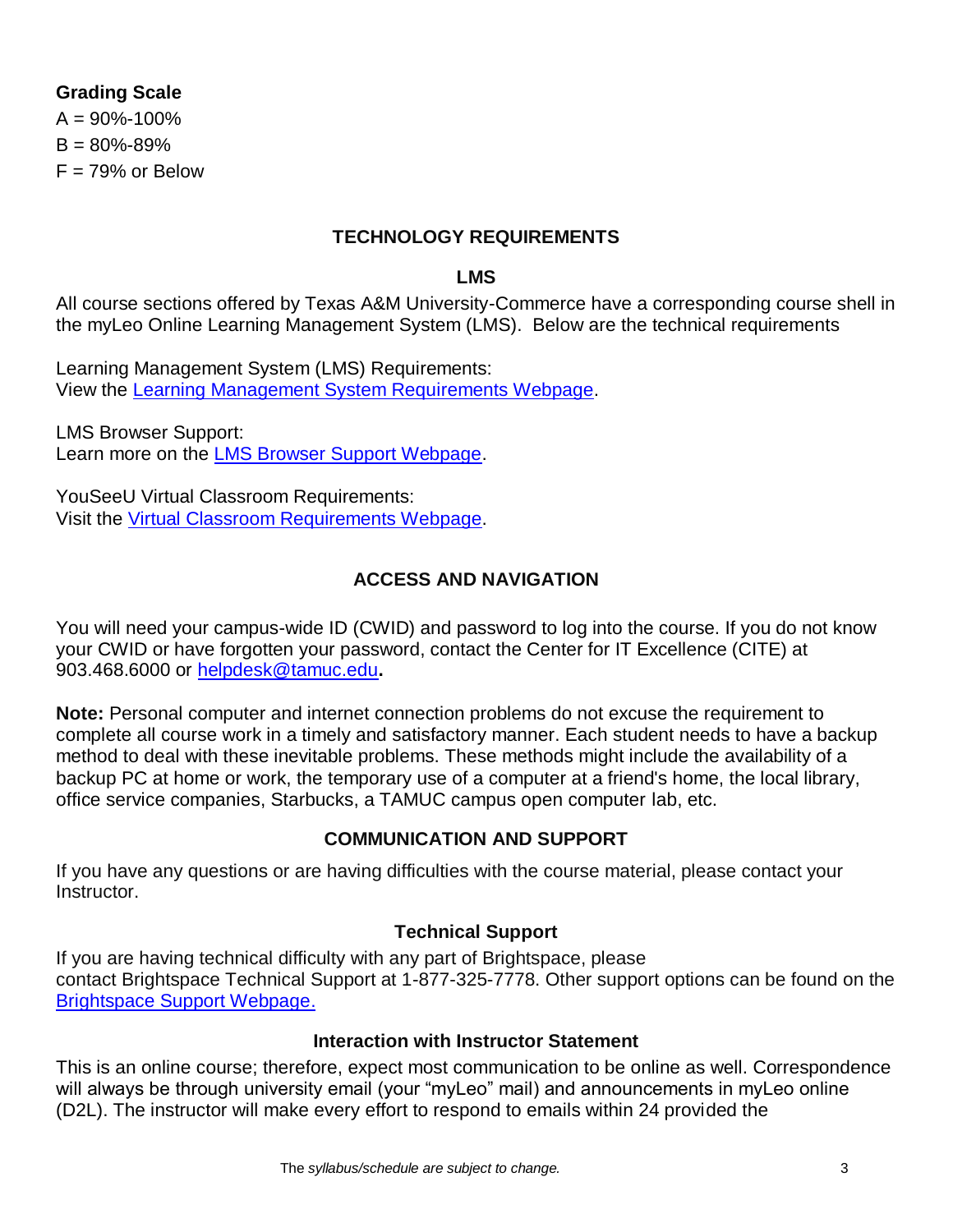**Grading Scale**

A = 90%-100%

B = 80%-89%

F = 79% or Below

## TECHNOLOGY REQUIREMENTS

### LMS

All course sections offered by Texas A&M University-Commerce have a corresponding course shell in the myLeo Online Learning Management System (LMS). Below are the technical requirements

Learning Management System (LMS) Requirements:
View the Learning Management System Requirements Webpage.

LMS Browser Support:
Learn more on the LMS Browser Support Webpage.

YouSeeU Virtual Classroom Requirements:
Visit the Virtual Classroom Requirements Webpage.

## ACCESS AND NAVIGATION

You will need your campus-wide ID (CWID) and password to log into the course. If you do not know your CWID or have forgotten your password, contact the Center for IT Excellence (CITE) at 903.468.6000 or helpdesk@tamuc.edu**.**

**Note:** Personal computer and internet connection problems do not excuse the requirement to complete all course work in a timely and satisfactory manner. Each student needs to have a backup method to deal with these inevitable problems. These methods might include the availability of a backup PC at home or work, the temporary use of a computer at a friend's home, the local library, office service companies, Starbucks, a TAMUC campus open computer lab, etc.

## COMMUNICATION AND SUPPORT

If you have any questions or are having difficulties with the course material, please contact your Instructor.

### Technical Support

If you are having technical difficulty with any part of Brightspace, please contact Brightspace Technical Support at 1-877-325-7778. Other support options can be found on the Brightspace Support Webpage.

### Interaction with Instructor Statement

This is an online course; therefore, expect most communication to be online as well. Correspondence will always be through university email (your "myLeo" mail) and announcements in myLeo online (D2L). The instructor will make every effort to respond to emails within 24 provided the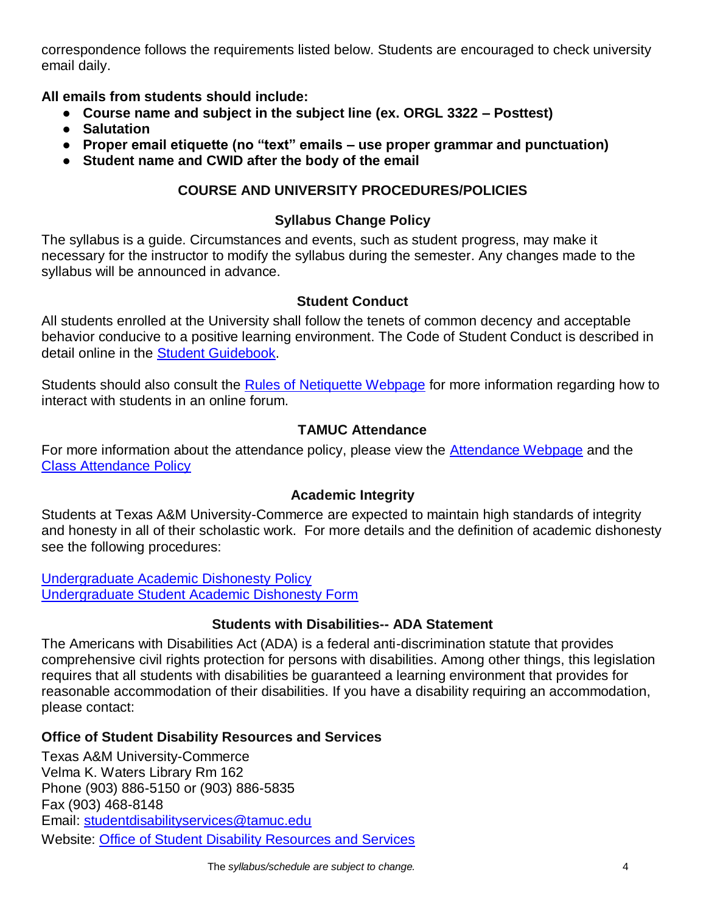correspondence follows the requirements listed below. Students are encouraged to check university email daily.

**All emails from students should include:**

- **Course name and subject in the subject line (ex. ORGL 3322 – Posttest)**
- **Salutation**
- **Proper email etiquette (no "text" emails – use proper grammar and punctuation)**
- **Student name and CWID after the body of the email**

## COURSE AND UNIVERSITY PROCEDURES/POLICIES

### Syllabus Change Policy

The syllabus is a guide. Circumstances and events, such as student progress, may make it necessary for the instructor to modify the syllabus during the semester. Any changes made to the syllabus will be announced in advance.

### Student Conduct

All students enrolled at the University shall follow the tenets of common decency and acceptable behavior conducive to a positive learning environment. The Code of Student Conduct is described in detail online in the Student Guidebook.

Students should also consult the Rules of Netiquette Webpage for more information regarding how to interact with students in an online forum.

### TAMUC Attendance

For more information about the attendance policy, please view the Attendance Webpage and the Class Attendance Policy

### Academic Integrity

Students at Texas A&M University-Commerce are expected to maintain high standards of integrity and honesty in all of their scholastic work. For more details and the definition of academic dishonesty see the following procedures:

Undergraduate Academic Dishonesty Policy
Undergraduate Student Academic Dishonesty Form

### Students with Disabilities-- ADA Statement

The Americans with Disabilities Act (ADA) is a federal anti-discrimination statute that provides comprehensive civil rights protection for persons with disabilities. Among other things, this legislation requires that all students with disabilities be guaranteed a learning environment that provides for reasonable accommodation of their disabilities. If you have a disability requiring an accommodation, please contact:

**Office of Student Disability Resources and Services**

Texas A&M University-Commerce
Velma K. Waters Library Rm 162
Phone (903) 886-5150 or (903) 886-5835
Fax (903) 468-8148
Email: studentdisabilityservices@tamuc.edu
Website: Office of Student Disability Resources and Services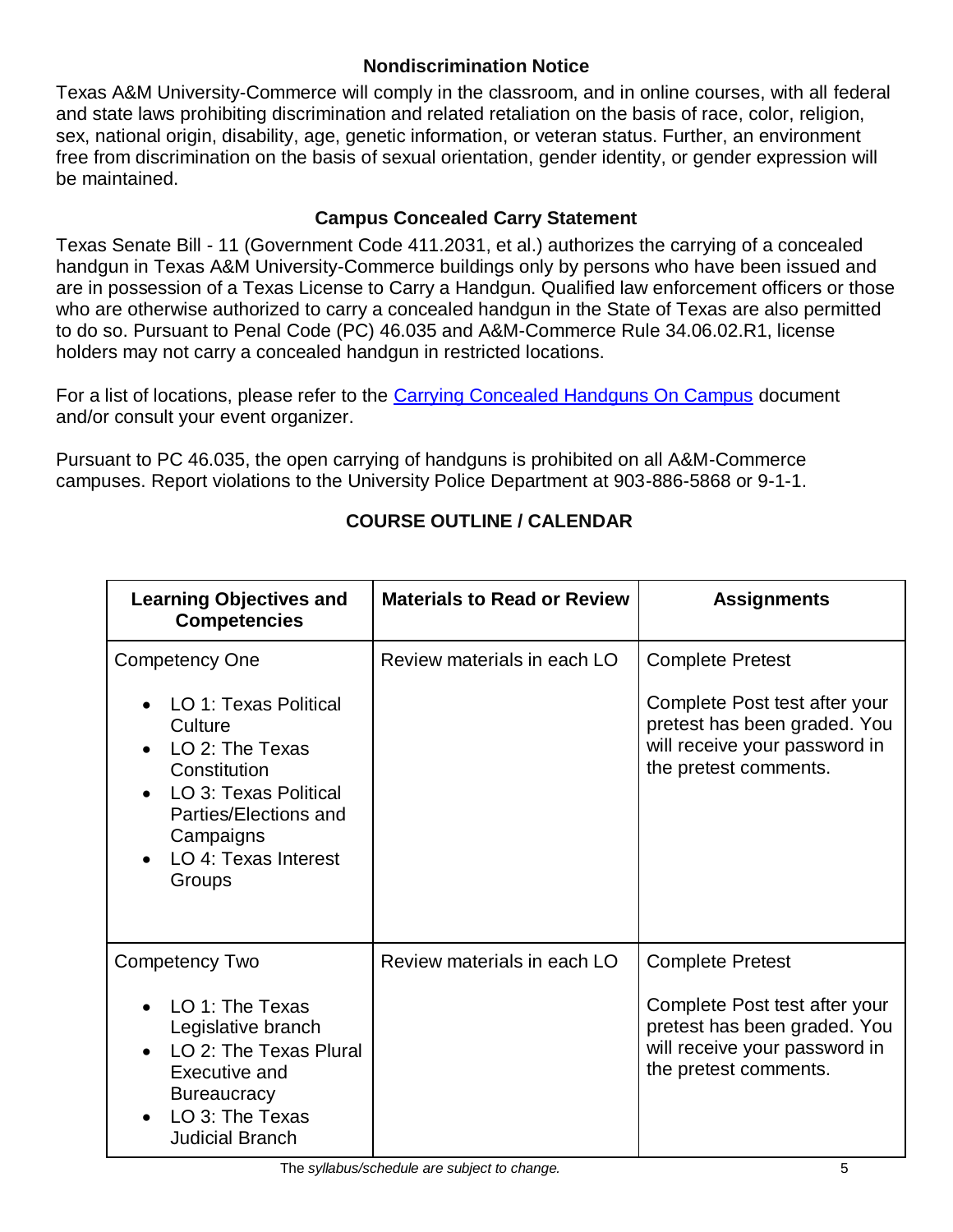### Nondiscrimination Notice

Texas A&M University-Commerce will comply in the classroom, and in online courses, with all federal and state laws prohibiting discrimination and related retaliation on the basis of race, color, religion, sex, national origin, disability, age, genetic information, or veteran status. Further, an environment free from discrimination on the basis of sexual orientation, gender identity, or gender expression will be maintained.

### Campus Concealed Carry Statement

Texas Senate Bill - 11 (Government Code 411.2031, et al.) authorizes the carrying of a concealed handgun in Texas A&M University-Commerce buildings only by persons who have been issued and are in possession of a Texas License to Carry a Handgun. Qualified law enforcement officers or those who are otherwise authorized to carry a concealed handgun in the State of Texas are also permitted to do so. Pursuant to Penal Code (PC) 46.035 and A&M-Commerce Rule 34.06.02.R1, license holders may not carry a concealed handgun in restricted locations.

For a list of locations, please refer to the [Carrying Concealed Handguns On Campus] document and/or consult your event organizer.

Pursuant to PC 46.035, the open carrying of handguns is prohibited on all A&M-Commerce campuses. Report violations to the University Police Department at 903-886-5868 or 9-1-1.

## COURSE OUTLINE / CALENDAR

| Learning Objectives and Competencies | Materials to Read or Review | Assignments |
| --- | --- | --- |
| Competency One<br>• LO 1: Texas Political Culture<br>• LO 2: The Texas Constitution<br>• LO 3: Texas Political Parties/Elections and Campaigns<br>• LO 4: Texas Interest Groups | Review materials in each LO | Complete Pretest<br><br>Complete Post test after your pretest has been graded. You will receive your password in the pretest comments. |
| Competency Two<br>• LO 1: The Texas Legislative branch<br>• LO 2: The Texas Plural Executive and Bureaucracy<br>• LO 3: The Texas Judicial Branch | Review materials in each LO | Complete Pretest<br><br>Complete Post test after your pretest has been graded. You will receive your password in the pretest comments. |

*The syllabus/schedule are subject to change.*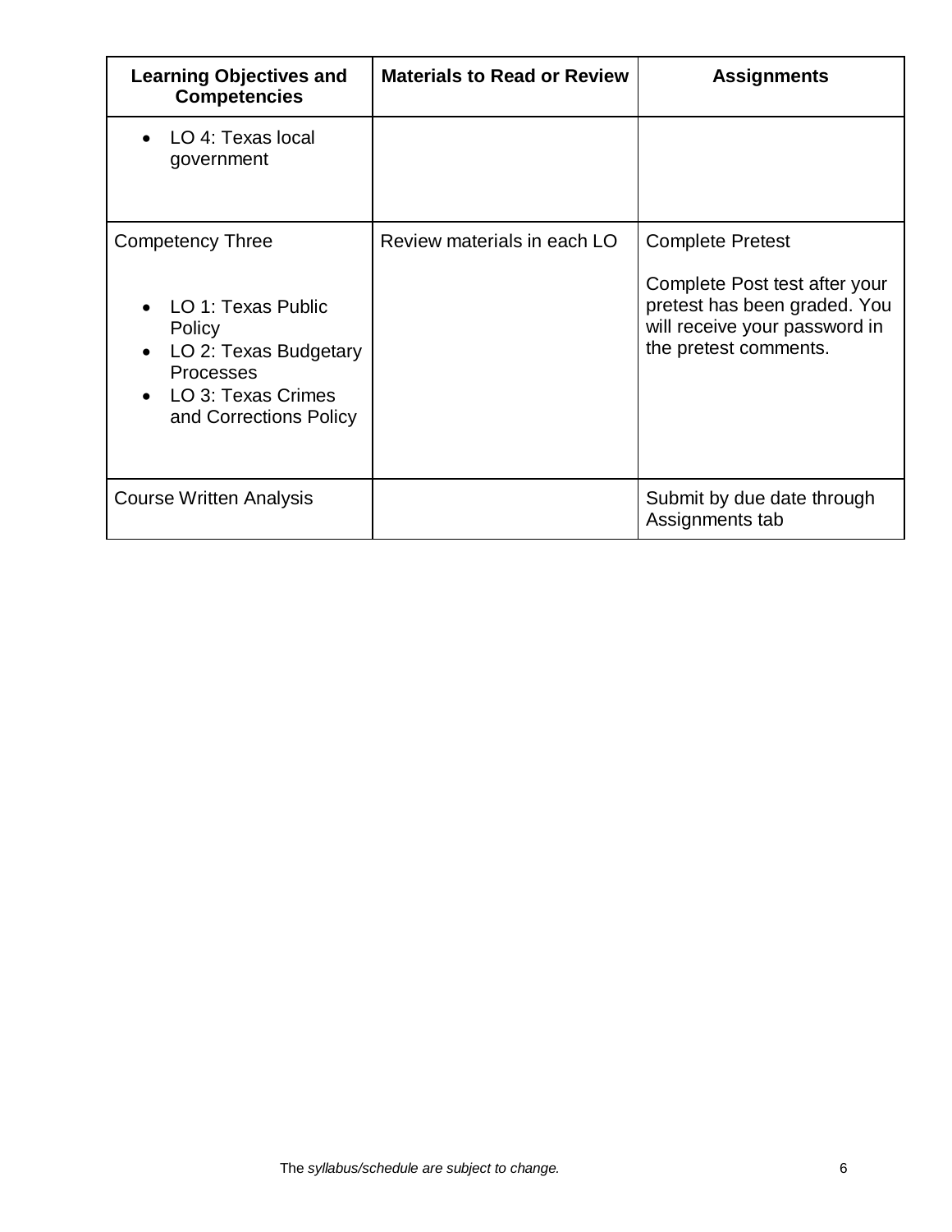| Learning Objectives and Competencies | Materials to Read or Review | Assignments |
| --- | --- | --- |
| • LO 4: Texas local government | | |
| Competency Three<br><br>• LO 1: Texas Public Policy<br>• LO 2: Texas Budgetary Processes<br>• LO 3: Texas Crimes and Corrections Policy | Review materials in each LO | Complete Pretest<br><br>Complete Post test after your pretest has been graded. You will receive your password in the pretest comments. |
| Course Written Analysis | | Submit by due date through Assignments tab |

The *syllabus/schedule are subject to change.*